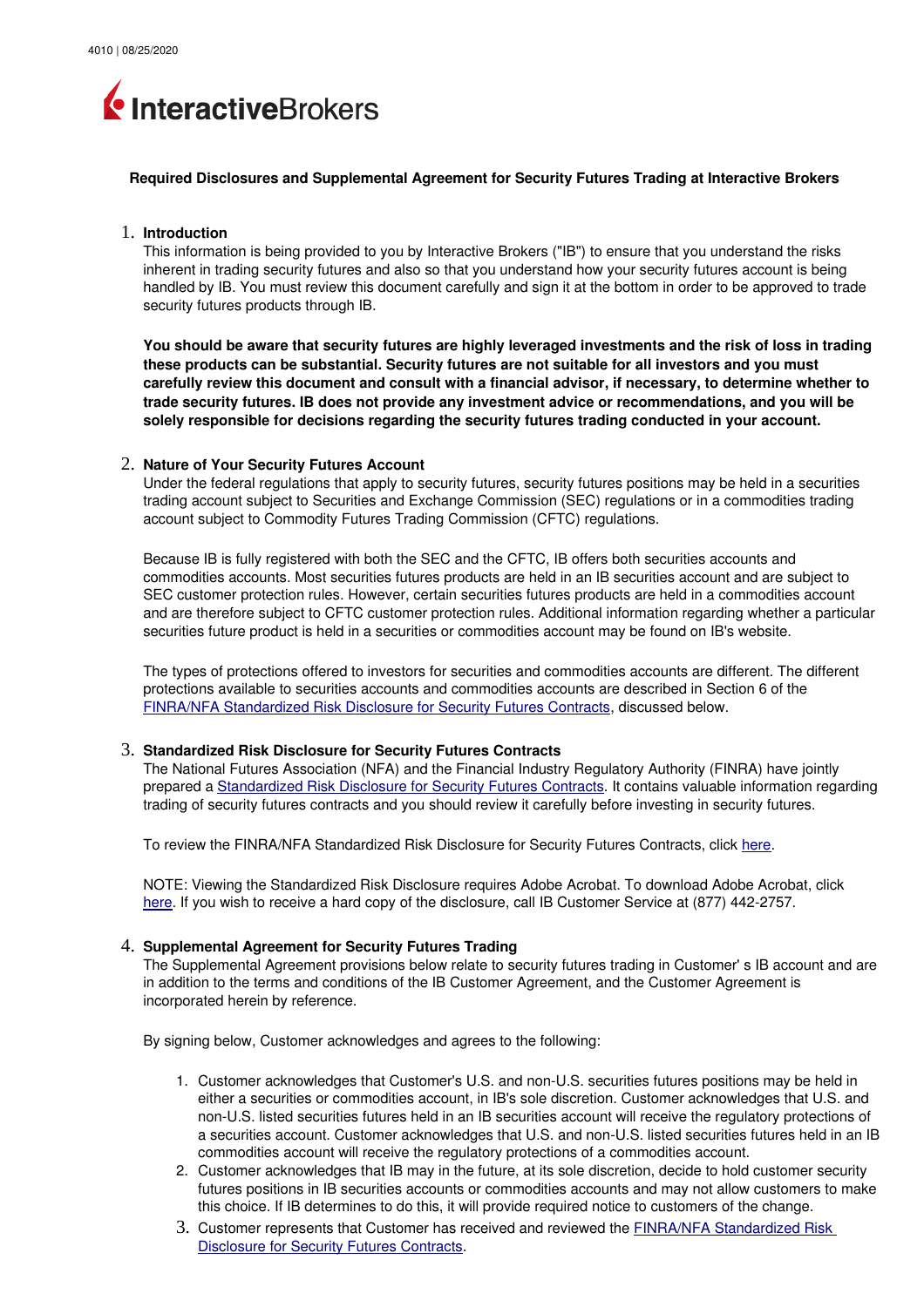4010 | 08/25/2020

InteractiveBrokers

**Required Disclosures and Supplemental Agreement for Security Futures Trading at Interactive Brokers**

1. **Introduction**

   This information is being provided to you by Interactive Brokers ("IB") to ensure that you understand the risks inherent in trading security futures and also so that you understand how your security futures account is being handled by IB. You must review this document carefully and sign it at the bottom in order to be approved to trade security futures products through IB.

   **You should be aware that security futures are highly leveraged investments and the risk of loss in trading these products can be substantial. Security futures are not suitable for all investors and you must carefully review this document and consult with a financial advisor, if necessary, to determine whether to trade security futures. IB does not provide any investment advice or recommendations, and you will be solely responsible for decisions regarding the security futures trading conducted in your account.**

2. **Nature of Your Security Futures Account**

   Under the federal regulations that apply to security futures, security futures positions may be held in a securities trading account subject to Securities and Exchange Commission (SEC) regulations or in a commodities trading account subject to Commodity Futures Trading Commission (CFTC) regulations.

   Because IB is fully registered with both the SEC and the CFTC, IB offers both securities accounts and commodities accounts. Most securities futures products are held in an IB securities account and are subject to SEC customer protection rules. However, certain securities futures products are held in a commodities account and are therefore subject to CFTC customer protection rules. Additional information regarding whether a particular securities future product is held in a securities or commodities account may be found on IB's website.

   The types of protections offered to investors for securities and commodities accounts are different. The different protections available to securities accounts and commodities accounts are described in Section 6 of the FINRA/NFA Standardized Risk Disclosure for Security Futures Contracts, discussed below.

3. **Standardized Risk Disclosure for Security Futures Contracts**

   The National Futures Association (NFA) and the Financial Industry Regulatory Authority (FINRA) have jointly prepared a Standardized Risk Disclosure for Security Futures Contracts. It contains valuable information regarding trading of security futures contracts and you should review it carefully before investing in security futures.

   To review the FINRA/NFA Standardized Risk Disclosure for Security Futures Contracts, click here.

   NOTE: Viewing the Standardized Risk Disclosure requires Adobe Acrobat. To download Adobe Acrobat, click here. If you wish to receive a hard copy of the disclosure, call IB Customer Service at (877) 442-2757.

4. **Supplemental Agreement for Security Futures Trading**

   The Supplemental Agreement provisions below relate to security futures trading in Customer' s IB account and are in addition to the terms and conditions of the IB Customer Agreement, and the Customer Agreement is incorporated herein by reference.

   By signing below, Customer acknowledges and agrees to the following:

   1. Customer acknowledges that Customer's U.S. and non-U.S. securities futures positions may be held in either a securities or commodities account, in IB's sole discretion. Customer acknowledges that U.S. and non-U.S. listed securities futures held in an IB securities account will receive the regulatory protections of a securities account. Customer acknowledges that U.S. and non-U.S. listed securities futures held in an IB commodities account will receive the regulatory protections of a commodities account.
   2. Customer acknowledges that IB may in the future, at its sole discretion, decide to hold customer security futures positions in IB securities accounts or commodities accounts and may not allow customers to make this choice. If IB determines to do this, it will provide required notice to customers of the change.
   3. Customer represents that Customer has received and reviewed the FINRA/NFA Standardized Risk Disclosure for Security Futures Contracts.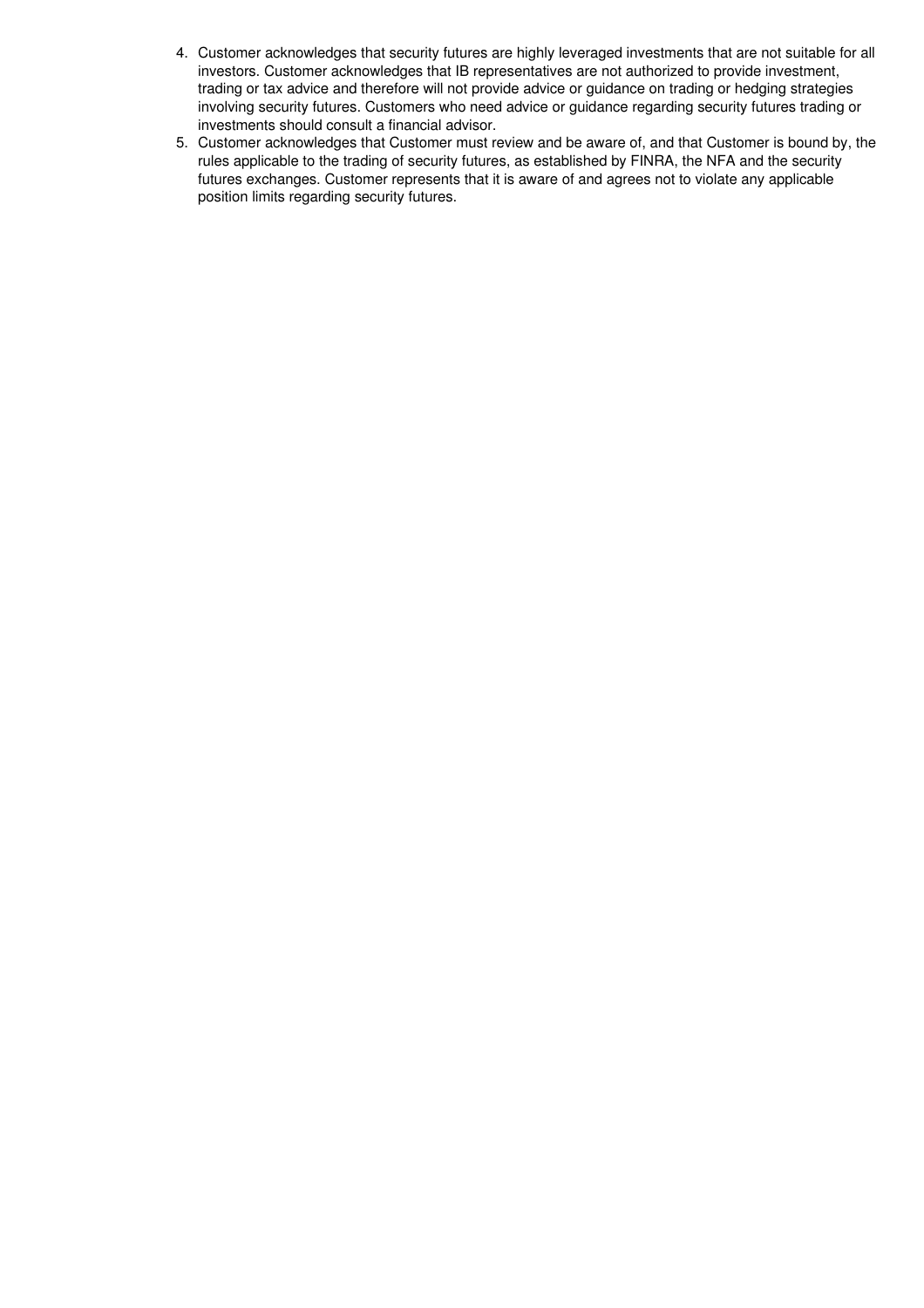4. Customer acknowledges that security futures are highly leveraged investments that are not suitable for all investors. Customer acknowledges that IB representatives are not authorized to provide investment, trading or tax advice and therefore will not provide advice or guidance on trading or hedging strategies involving security futures. Customers who need advice or guidance regarding security futures trading or investments should consult a financial advisor.
5. Customer acknowledges that Customer must review and be aware of, and that Customer is bound by, the rules applicable to the trading of security futures, as established by FINRA, the NFA and the security futures exchanges. Customer represents that it is aware of and agrees not to violate any applicable position limits regarding security futures.